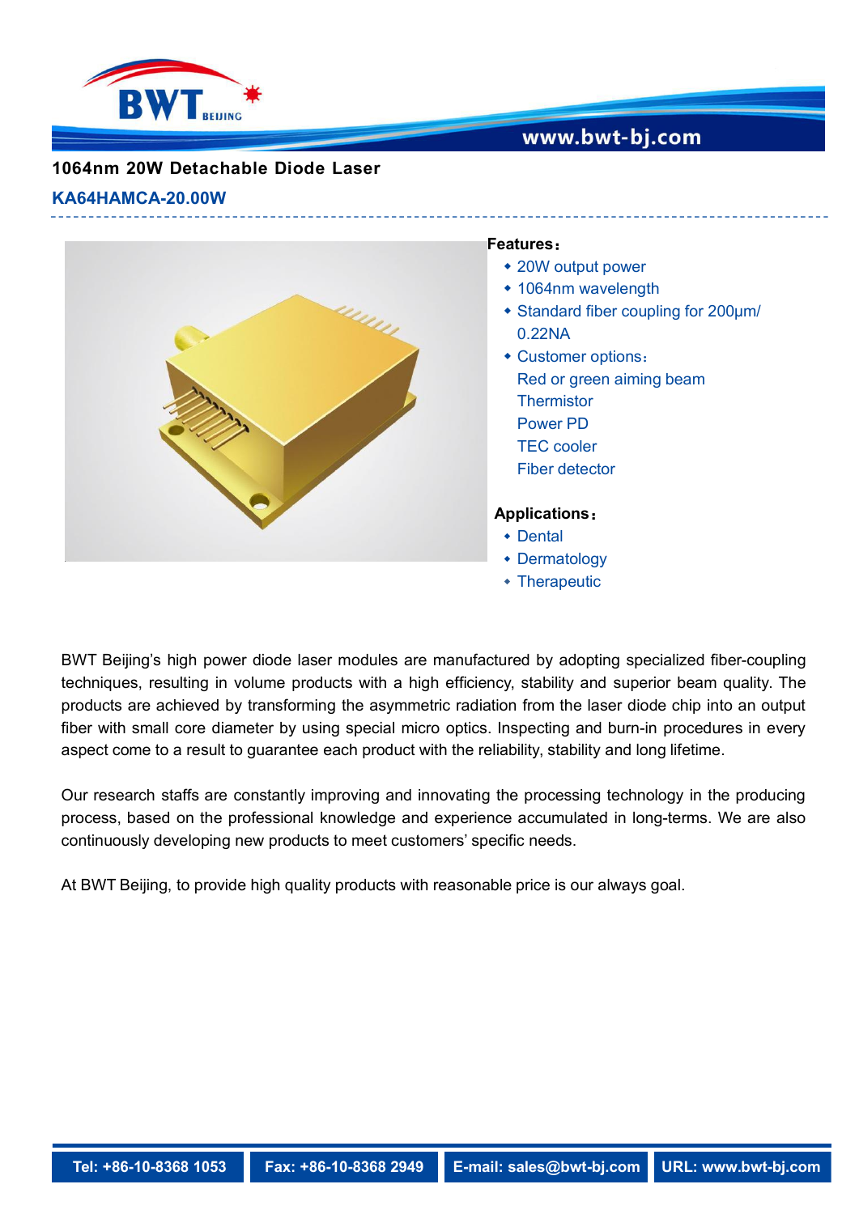# 1064nm 20W Detachable Diode Laser

## KA64HAMCA-20.00W

**Features：**

- 20W output power
- 1064nm wavelength
- Standard fiber coupling for 200μm/ 0.22NA
- Customer options：
  Red or green aiming beam
  Thermistor
  Power PD
  TEC cooler
  Fiber detector

**Applications：**

- Dental
- Dermatology
- Therapeutic

BWT Beijing's high power diode laser modules are manufactured by adopting specialized fiber-coupling techniques, resulting in volume products with a high efficiency, stability and superior beam quality. The products are achieved by transforming the asymmetric radiation from the laser diode chip into an output fiber with small core diameter by using special micro optics. Inspecting and burn-in procedures in every aspect come to a result to guarantee each product with the reliability, stability and long lifetime.

Our research staffs are constantly improving and innovating the processing technology in the producing process, based on the professional knowledge and experience accumulated in long-terms. We are also continuously developing new products to meet customers' specific needs.

At BWT Beijing, to provide high quality products with reasonable price is our always goal.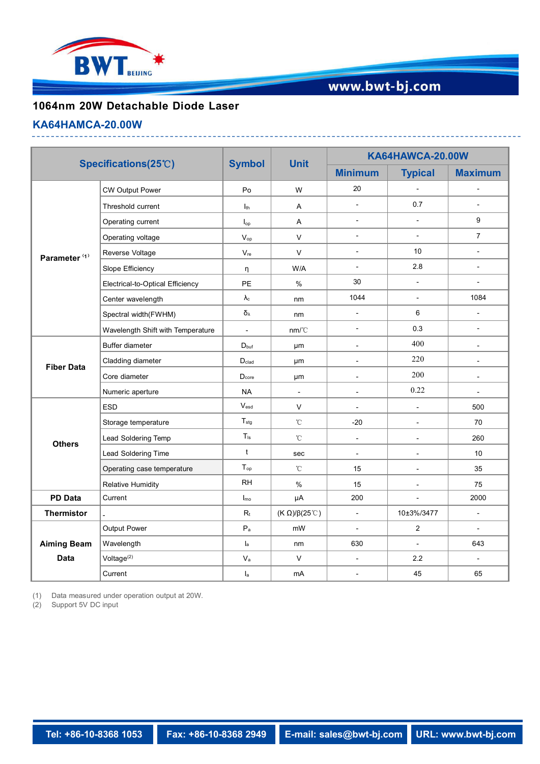# 1064nm 20W Detachable Diode Laser

## KA64HAMCA-20.00W

| Specifications(25℃) | | Symbol | Unit | KA64HAWCA-20.00W | | |
|---|---|---|---|---|---|---|
| | | | | Minimum | Typical | Maximum |
| Parameter [1] | CW Output Power | Po | W | 20 | - | - |
| | Threshold current | $I_{th}$ | A | - | 0.7 | - |
| | Operating current | $I_{op}$ | A | - | - | 9 |
| | Operating voltage | $V_{op}$ | V | - | - | 7 |
| | Reverse Voltage | $V_{re}$ | V | - | 10 | - |
| | Slope Efficiency | η | W/A | - | 2.8 | - |
| | Electrical-to-Optical Efficiency | PE | % | 30 | - | - |
| | Center wavelength | $\lambda_c$ | nm | 1044 | - | 1084 |
| | Spectral width(FWHM) | $\delta_\lambda$ | nm | - | 6 | - |
| | Wavelength Shift with Temperature | - | nm/℃ | - | 0.3 | - |
| Fiber Data | Buffer diameter | $D_{buf}$ | μm | - | 400 | - |
| | Cladding diameter | $D_{clad}$ | μm | - | 220 | - |
| | Core diameter | $D_{core}$ | μm | - | 200 | - |
| | Numeric aperture | NA | - | - | 0.22 | - |
| Others | ESD | $V_{esd}$ | V | - | - | 500 |
| | Storage temperature | $T_{stg}$ | ℃ | -20 | - | 70 |
| | Lead Soldering Temp | $T_{ls}$ | ℃ | - | - | 260 |
| | Lead Soldering Time | t | sec | - | - | 10 |
| | Operating case temperature | $T_{op}$ | ℃ | 15 | - | 35 |
| | Relative Humidity | RH | % | 15 | - | 75 |
| PD Data | Current | $I_{mo}$ | μA | 200 | - | 2000 |
| Thermistor | - | $R_t$ | (K Ω)/β(25℃) | - | 10±3%/3477 | - |
| Aiming Beam Data | Output Power | $P_a$ | mW | - | 2 | - |
| | Wavelength | $l_a$ | nm | 630 | - | 643 |
| | Voltage[2] | $V_a$ | V | - | 2.2 | - |
| | Current | $I_a$ | mA | - | 45 | 65 |

(1) Data measured under operation output at 20W.
(2) Support 5V DC input

Tel: +86-10-8368 1053 | Fax: +86-10-8368 2949 | E-mail: sales@bwt-bj.com | URL: www.bwt-bj.com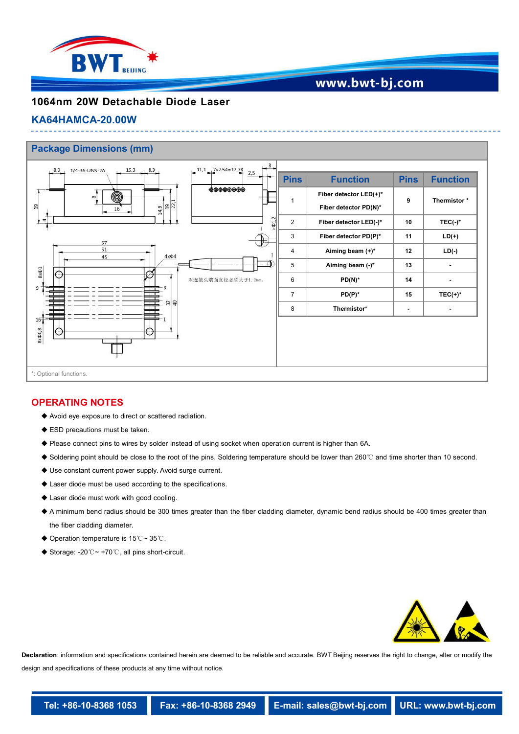www.bwt-bj.com

## 1064nm 20W Detachable Diode Laser

## KA64HAMCA-20.00W

### Package Dimensions (mm)

| Pins | Function | Pins | Function |
|---|---|---|---|
| 1 | Fiber detector LED(+)* Fiber detector PD(N)* | 9 | Thermistor * |
| 2 | Fiber detector LED(-)* | 10 | TEC(-)* |
| 3 | Fiber detector PD(P)* | 11 | LD(+) |
| 4 | Aiming beam (+)* | 12 | LD(-) |
| 5 | Aiming beam (-)* | 13 | - |
| 6 | PD(N)* | 14 | - |
| 7 | PD(P)* | 15 | TEC(+)* |
| 8 | Thermistor* | - | - |

*: Optional functions.

## OPERATING NOTES

- Avoid eye exposure to direct or scattered radiation.
- ESD precautions must be taken.
- Please connect pins to wires by solder instead of using socket when operation current is higher than 6A.
- Soldering point should be close to the root of the pins. Soldering temperature should be lower than 260℃ and time shorter than 10 second.
- Use constant current power supply. Avoid surge current.
- Laser diode must be used according to the specifications.
- Laser diode must work with good cooling.
- A minimum bend radius should be 300 times greater than the fiber cladding diameter, dynamic bend radius should be 400 times greater than the fiber cladding diameter.
- Operation temperature is 15℃~ 35℃.
- Storage: -20℃~ +70℃, all pins short-circuit.

**Declaration**: information and specifications contained herein are deemed to be reliable and accurate. BWT Beijing reserves the right to change, alter or modify the design and specifications of these products at any time without notice.

Tel: +86-10-8368 1053 | Fax: +86-10-8368 2949 | E-mail: sales@bwt-bj.com | URL: www.bwt-bj.com